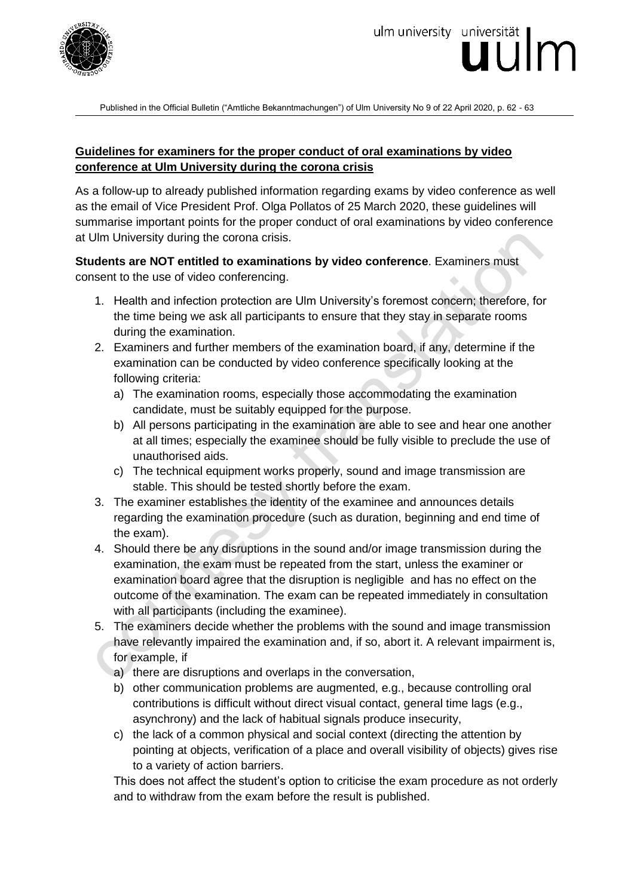Published in the Official Bulletin ("Amtliche Bekanntmachungen") of Ulm University No 9 of 22 April 2020, p. 62 - 63

**Guidelines for examiners for the proper conduct of oral examinations by video conference at Ulm University during the corona crisis**

As a follow-up to already published information regarding exams by video conference as well as the email of Vice President Prof. Olga Pollatos of 25 March 2020, these guidelines will summarise important points for the proper conduct of oral examinations by video conference at Ulm University during the corona crisis.

**Students are NOT entitled to examinations by video conference**. Examiners must consent to the use of video conferencing.

1. Health and infection protection are Ulm University's foremost concern; therefore, for the time being we ask all participants to ensure that they stay in separate rooms during the examination.
2. Examiners and further members of the examination board, if any, determine if the examination can be conducted by video conference specifically looking at the following criteria:
   a) The examination rooms, especially those accommodating the examination candidate, must be suitably equipped for the purpose.
   b) All persons participating in the examination are able to see and hear one another at all times; especially the examinee should be fully visible to preclude the use of unauthorised aids.
   c) The technical equipment works properly, sound and image transmission are stable. This should be tested shortly before the exam.
3. The examiner establishes the identity of the examinee and announces details regarding the examination procedure (such as duration, beginning and end time of the exam).
4. Should there be any disruptions in the sound and/or image transmission during the examination, the exam must be repeated from the start, unless the examiner or examination board agree that the disruption is negligible and has no effect on the outcome of the examination. The exam can be repeated immediately in consultation with all participants (including the examinee).
5. The examiners decide whether the problems with the sound and image transmission have relevantly impaired the examination and, if so, abort it. A relevant impairment is, for example, if
   a) there are disruptions and overlaps in the conversation,
   b) other communication problems are augmented, e.g., because controlling oral contributions is difficult without direct visual contact, general time lags (e.g., asynchrony) and the lack of habitual signals produce insecurity,
   c) the lack of a common physical and social context (directing the attention by pointing at objects, verification of a place and overall visibility of objects) gives rise to a variety of action barriers.

   This does not affect the student's option to criticise the exam procedure as not orderly and to withdraw from the exam before the result is published.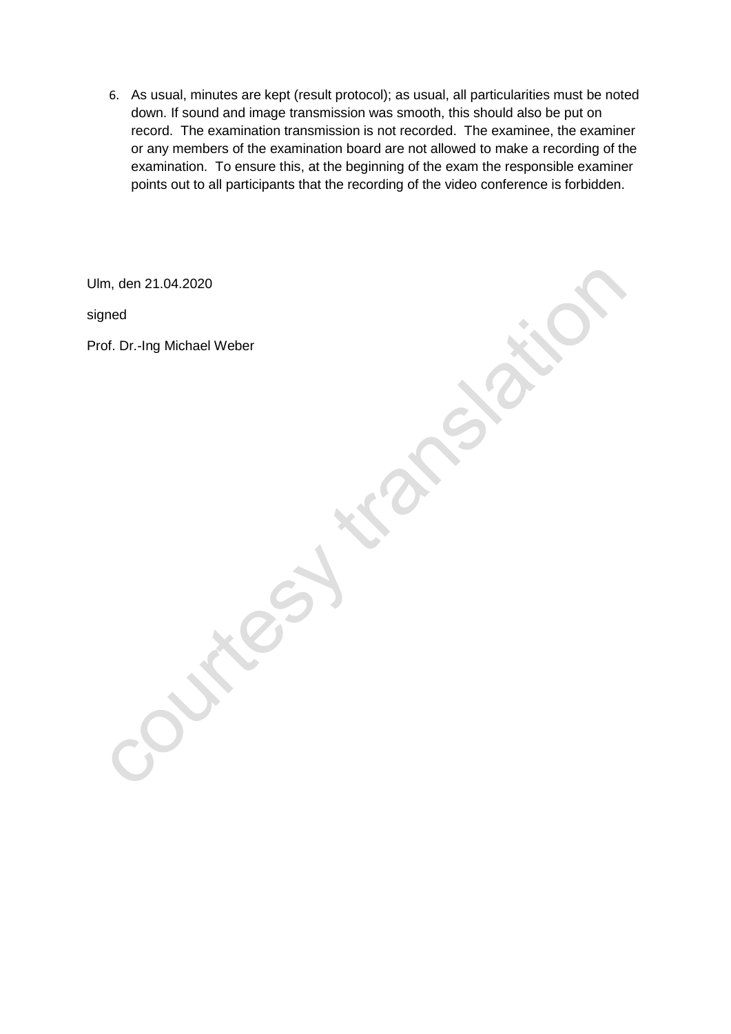6. As usual, minutes are kept (result protocol); as usual, all particularities must be noted down. If sound and image transmission was smooth, this should also be put on record. The examination transmission is not recorded. The examinee, the examiner or any members of the examination board are not allowed to make a recording of the examination. To ensure this, at the beginning of the exam the responsible examiner points out to all participants that the recording of the video conference is forbidden.

Ulm, den 21.04.2020

signed

Prof. Dr.-Ing Michael Weber